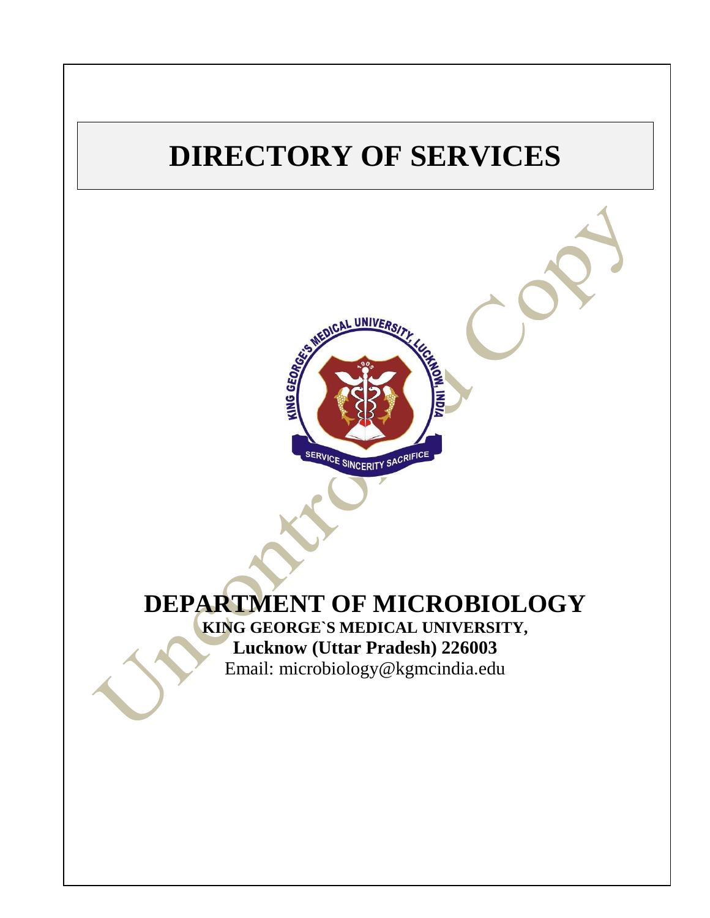# DIRECTORY OF SERVICES

# DEPARTMENT OF MICROBIOLOGY

**KING GEORGE`S MEDICAL UNIVERSITY,**

**Lucknow (Uttar Pradesh) 226003**

Email: microbiology@kgmcindia.edu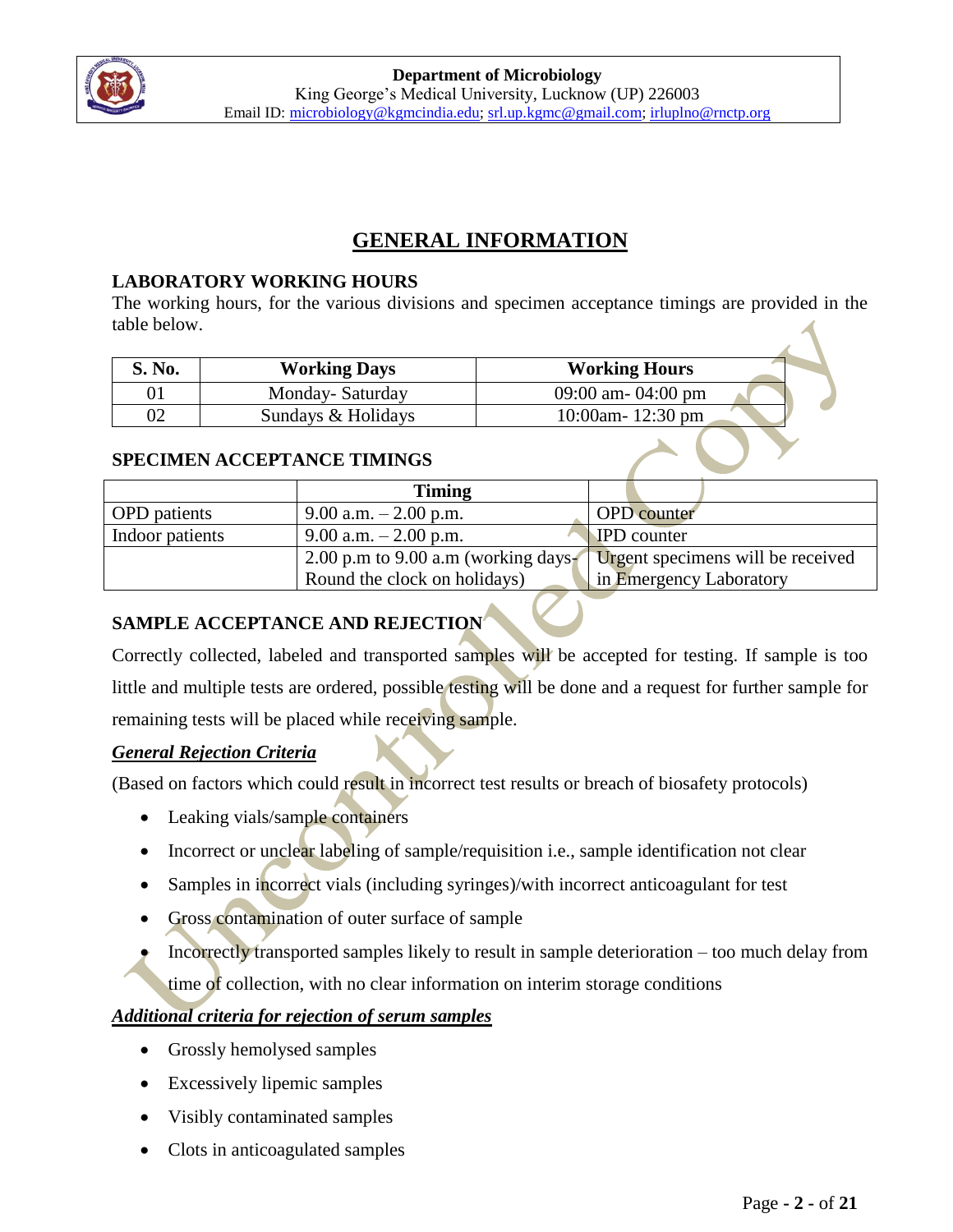# GENERAL INFORMATION

## LABORATORY WORKING HOURS

The working hours, for the various divisions and specimen acceptance timings are provided in the table below.

| S. No. | Working Days | Working Hours |
|---|---|---|
| 01 | Monday- Saturday | 09:00 am- 04:00 pm |
| 02 | Sundays & Holidays | 10:00am- 12:30 pm |

## SPECIMEN ACCEPTANCE TIMINGS

| | Timing | |
|---|---|---|
| OPD patients | 9.00 a.m. – 2.00 p.m. | OPD counter |
| Indoor patients | 9.00 a.m. – 2.00 p.m. | IPD counter |
| | 2.00 p.m to 9.00 a.m (working days- Round the clock on holidays) | Urgent specimens will be received in Emergency Laboratory |

## SAMPLE ACCEPTANCE AND REJECTION

Correctly collected, labeled and transported samples will be accepted for testing. If sample is too little and multiple tests are ordered, possible testing will be done and a request for further sample for remaining tests will be placed while receiving sample.

***General Rejection Criteria***

(Based on factors which could result in incorrect test results or breach of biosafety protocols)

- Leaking vials/sample containers
- Incorrect or unclear labeling of sample/requisition i.e., sample identification not clear
- Samples in incorrect vials (including syringes)/with incorrect anticoagulant for test
- Gross contamination of outer surface of sample
- Incorrectly transported samples likely to result in sample deterioration – too much delay from time of collection, with no clear information on interim storage conditions

***Additional criteria for rejection of serum samples***

- Grossly hemolysed samples
- Excessively lipemic samples
- Visibly contaminated samples
- Clots in anticoagulated samples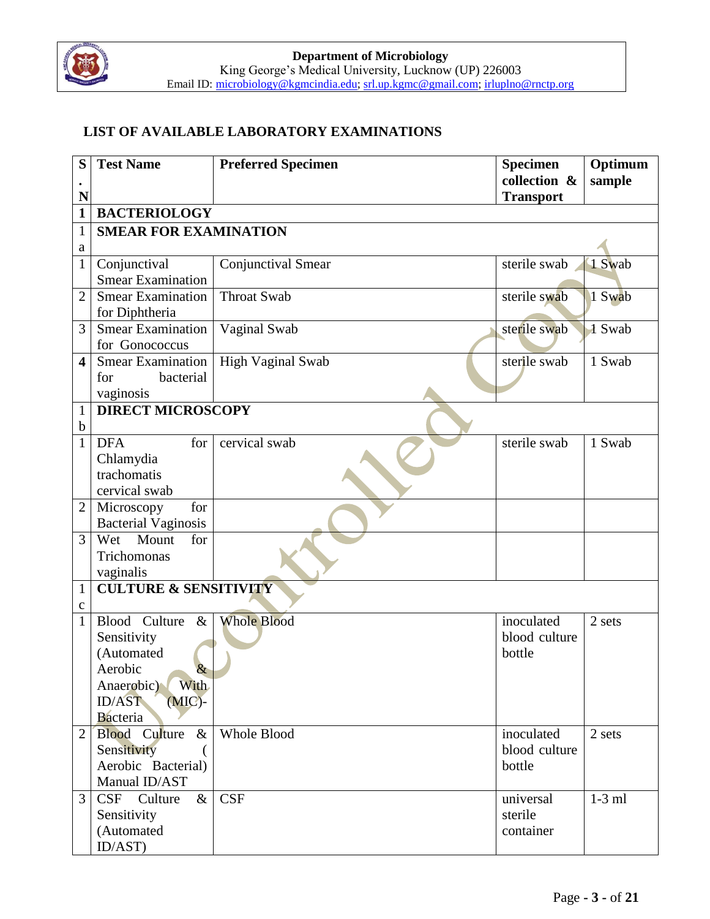**Department of Microbiology**
King George's Medical University, Lucknow (UP) 226003
Email ID: microbiology@kgmcindia.edu; srl.up.kgmc@gmail.com; irluplno@rnctp.org

## LIST OF AVAILABLE LABORATORY EXAMINATIONS

| S. N | Test Name | Preferred Specimen | Specimen collection & Transport | Optimum sample |
|---|---|---|---|---|
| **1** | **BACTERIOLOGY** | | | |
| 1 a | **SMEAR FOR EXAMINATION** | | | |
| 1 | Conjunctival Smear Examination | Conjunctival Smear | sterile swab | 1 Swab |
| 2 | Smear Examination for Diphtheria | Throat Swab | sterile swab | 1 Swab |
| 3 | Smear Examination for Gonococcus | Vaginal Swab | sterile swab | 1 Swab |
| **4** | Smear Examination for bacterial vaginosis | High Vaginal Swab | sterile swab | 1 Swab |
| 1 b | **DIRECT MICROSCOPY** | | | |
| 1 | DFA for Chlamydia trachomatis cervical swab | cervical swab | sterile swab | 1 Swab |
| 2 | Microscopy for Bacterial Vaginosis | | | |
| 3 | Wet Mount for Trichomonas vaginalis | | | |
| 1 c | **CULTURE & SENSITIVITY** | | | |
| 1 | Blood Culture & Sensitivity (Automated Aerobic & Anaerobic) With ID/AST (MIC)-Bacteria | Whole Blood | inoculated blood culture bottle | 2 sets |
| 2 | Blood Culture & Sensitivity ( Aerobic Bacterial) Manual ID/AST | Whole Blood | inoculated blood culture bottle | 2 sets |
| 3 | CSF Culture & Sensitivity (Automated ID/AST) | CSF | universal sterile container | 1-3 ml |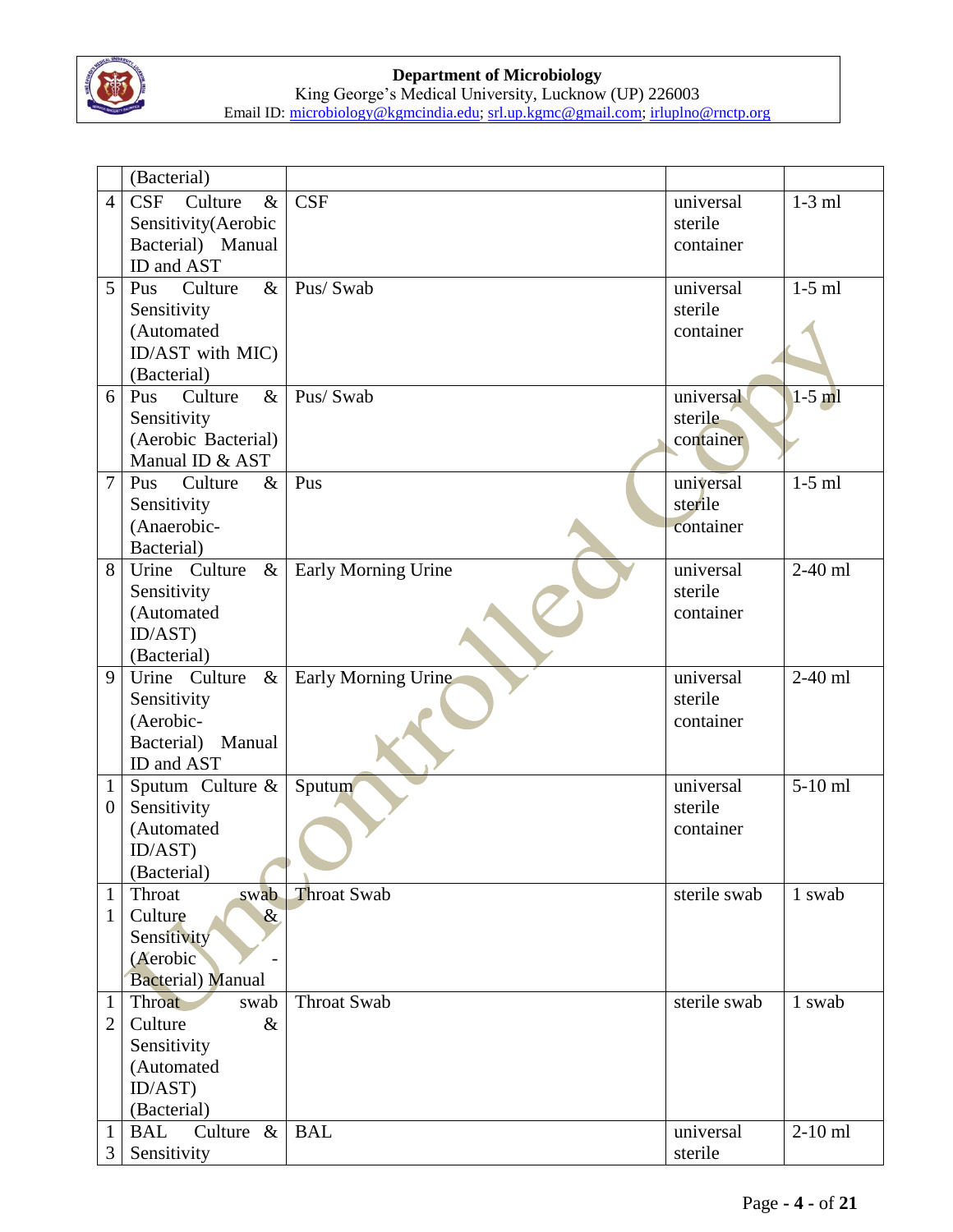| | (Bacterial) | | | |
|---|---|---|---|---|
| 4 | CSF Culture & Sensitivity(Aerobic Bacterial) Manual ID and AST | CSF | universal sterile container | 1-3 ml |
| 5 | Pus Culture & Sensitivity (Automated ID/AST with MIC) (Bacterial) | Pus/ Swab | universal sterile container | 1-5 ml |
| 6 | Pus Culture & Sensitivity (Aerobic Bacterial) Manual ID & AST | Pus/ Swab | universal sterile container | 1-5 ml |
| 7 | Pus Culture & Sensitivity (Anaerobic-Bacterial) | Pus | universal sterile container | 1-5 ml |
| 8 | Urine Culture & Sensitivity (Automated ID/AST) (Bacterial) | Early Morning Urine | universal sterile container | 2-40 ml |
| 9 | Urine Culture & Sensitivity (Aerobic-Bacterial) Manual ID and AST | Early Morning Urine | universal sterile container | 2-40 ml |
| 10 | Sputum Culture & Sensitivity (Automated ID/AST) (Bacterial) | Sputum | universal sterile container | 5-10 ml |
| 11 | Throat swab Culture & Sensitivity (Aerobic - Bacterial) Manual | Throat Swab | sterile swab | 1 swab |
| 12 | Throat swab Culture & Sensitivity (Automated ID/AST) (Bacterial) | Throat Swab | sterile swab | 1 swab |
| 13 | BAL Culture & Sensitivity | BAL | universal sterile | 2-10 ml |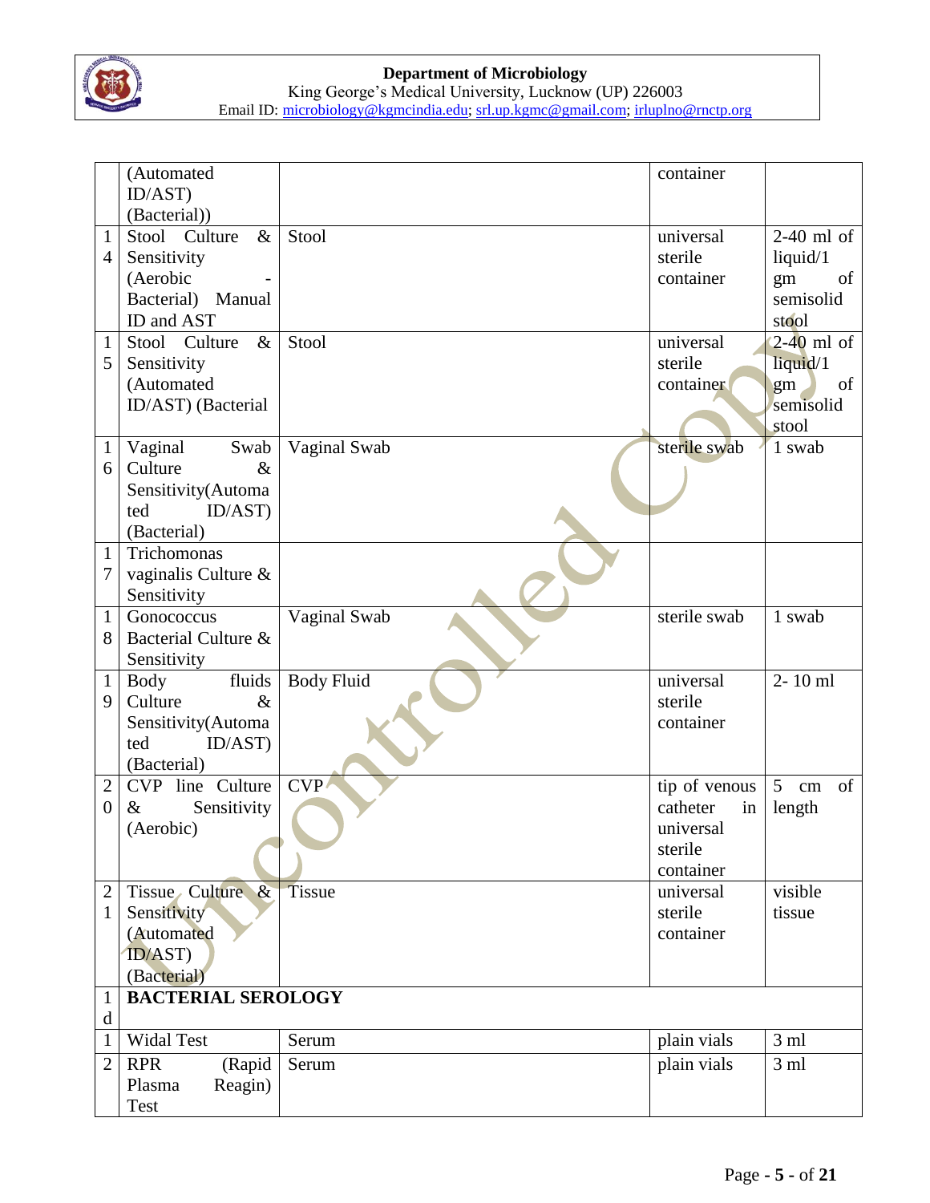| | | | | |
|---|---|---|---|---|
| | (Automated ID/AST) (Bacterial)) | | container | |
| 14 | Stool Culture & Sensitivity (Aerobic - Bacterial) Manual ID and AST | Stool | universal sterile container | 2-40 ml of liquid/1 gm of semisolid stool |
| 15 | Stool Culture & Sensitivity (Automated ID/AST) (Bacterial | Stool | universal sterile container | 2-40 ml of liquid/1 gm of semisolid stool |
| 16 | Vaginal Swab Culture & Sensitivity(Automated ID/AST) (Bacterial) | Vaginal Swab | sterile swab | 1 swab |
| 17 | Trichomonas vaginalis Culture & Sensitivity | | | |
| 18 | Gonococcus Bacterial Culture & Sensitivity | Vaginal Swab | sterile swab | 1 swab |
| 19 | Body fluids Culture & Sensitivity(Automated ID/AST) (Bacterial) | Body Fluid | universal sterile container | 2- 10 ml |
| 20 | CVP line Culture & Sensitivity (Aerobic) | CVP | tip of venous catheter in universal sterile container | 5 cm of length |
| 21 | Tissue Culture & Sensitivity (Automated ID/AST) (Bacterial) | Tissue | universal sterile container | visible tissue |
| 1d | **BACTERIAL SEROLOGY** | | | |
| 1 | Widal Test | Serum | plain vials | 3 ml |
| 2 | RPR (Rapid Plasma Reagin) Test | Serum | plain vials | 3 ml |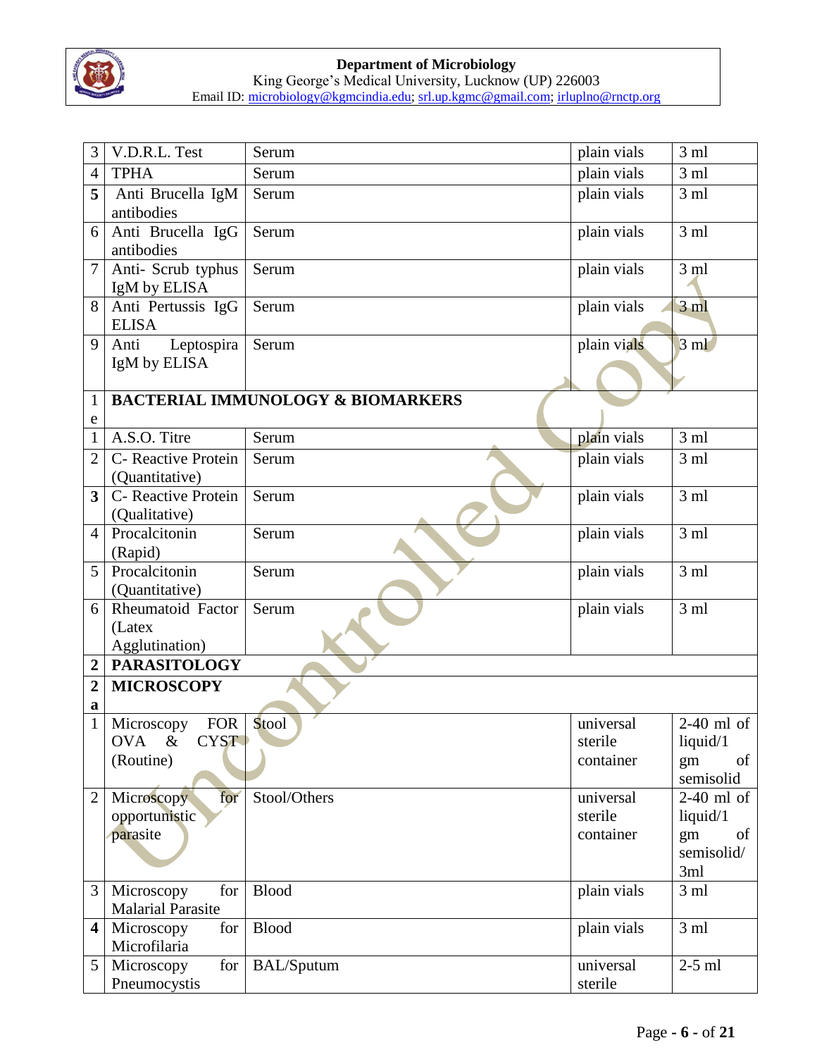| | | | | |
|---|---|---|---|---|
| 3 | V.D.R.L. Test | Serum | plain vials | 3 ml |
| 4 | TPHA | Serum | plain vials | 3 ml |
| **5** | Anti Brucella IgM antibodies | Serum | plain vials | 3 ml |
| 6 | Anti Brucella IgG antibodies | Serum | plain vials | 3 ml |
| 7 | Anti- Scrub typhus IgM by ELISA | Serum | plain vials | 3 ml |
| 8 | Anti Pertussis IgG ELISA | Serum | plain vials | 3 ml |
| 9 | Anti Leptospira IgM by ELISA | Serum | plain vials | 3 ml |
| 1e | **BACTERIAL IMMUNOLOGY & BIOMARKERS** | | | |
| 1 | A.S.O. Titre | Serum | plain vials | 3 ml |
| 2 | C- Reactive Protein (Quantitative) | Serum | plain vials | 3 ml |
| **3** | C- Reactive Protein (Qualitative) | Serum | plain vials | 3 ml |
| 4 | Procalcitonin (Rapid) | Serum | plain vials | 3 ml |
| 5 | Procalcitonin (Quantitative) | Serum | plain vials | 3 ml |
| 6 | Rheumatoid Factor (Latex Agglutination) | Serum | plain vials | 3 ml |
| **2** | **PARASITOLOGY** | | | |
| **2a** | **MICROSCOPY** | | | |
| 1 | Microscopy FOR OVA & CYST (Routine) | Stool | universal sterile container | 2-40 ml of liquid/1 gm of semisolid |
| 2 | Microscopy for opportunistic parasite | Stool/Others | universal sterile container | 2-40 ml of liquid/1 gm of semisolid/ 3ml |
| 3 | Microscopy for Malarial Parasite | Blood | plain vials | 3 ml |
| **4** | Microscopy for Microfilaria | Blood | plain vials | 3 ml |
| 5 | Microscopy for Pneumocystis | BAL/Sputum | universal sterile | 2-5 ml |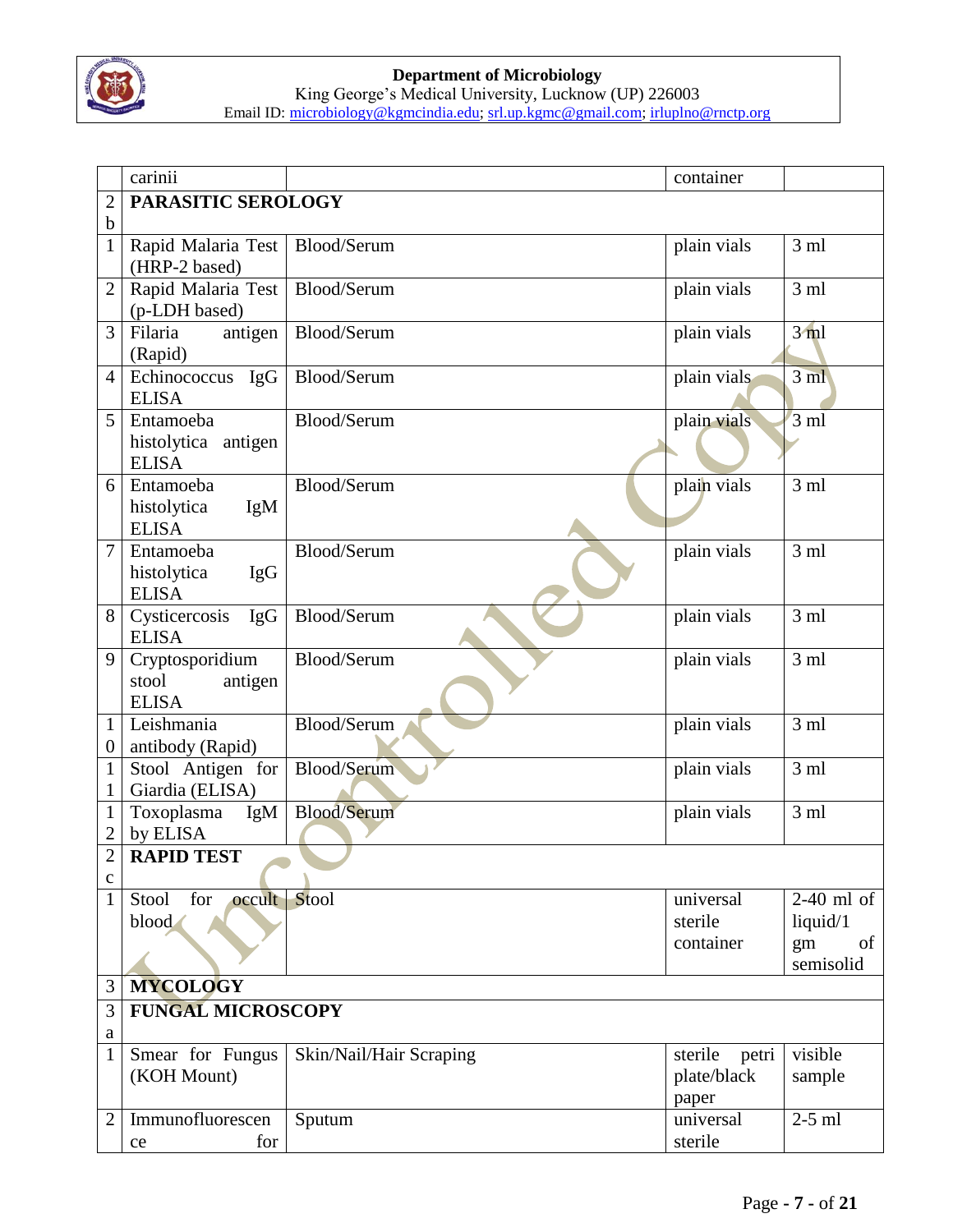|  | carinii |  | container |  |
|---|---|---|---|---|
| 2b | **PARASITIC SEROLOGY** |  |  |  |
| 1 | Rapid Malaria Test (HRP-2 based) | Blood/Serum | plain vials | 3 ml |
| 2 | Rapid Malaria Test (p-LDH based) | Blood/Serum | plain vials | 3 ml |
| 3 | Filaria antigen (Rapid) | Blood/Serum | plain vials | 3 ml |
| 4 | Echinococcus IgG ELISA | Blood/Serum | plain vials | 3 ml |
| 5 | Entamoeba histolytica antigen ELISA | Blood/Serum | plain vials | 3 ml |
| 6 | Entamoeba histolytica IgM ELISA | Blood/Serum | plain vials | 3 ml |
| 7 | Entamoeba histolytica IgG ELISA | Blood/Serum | plain vials | 3 ml |
| 8 | Cysticercosis IgG ELISA | Blood/Serum | plain vials | 3 ml |
| 9 | Cryptosporidium stool antigen ELISA | Blood/Serum | plain vials | 3 ml |
| 10 | Leishmania antibody (Rapid) | Blood/Serum | plain vials | 3 ml |
| 11 | Stool Antigen for Giardia (ELISA) | Blood/Serum | plain vials | 3 ml |
| 12 | Toxoplasma IgM by ELISA | Blood/Serum | plain vials | 3 ml |
| 2c | **RAPID TEST** |  |  |  |
| 1 | Stool for occult blood | Stool | universal sterile container | 2-40 ml of liquid/1 gm of semisolid |
| 3 | **MYCOLOGY** |  |  |  |
| 3a | **FUNGAL MICROSCOPY** |  |  |  |
| 1 | Smear for Fungus (KOH Mount) | Skin/Nail/Hair Scraping | sterile petri plate/black paper | visible sample |
| 2 | Immunofluorescence for | Sputum | universal sterile | 2-5 ml |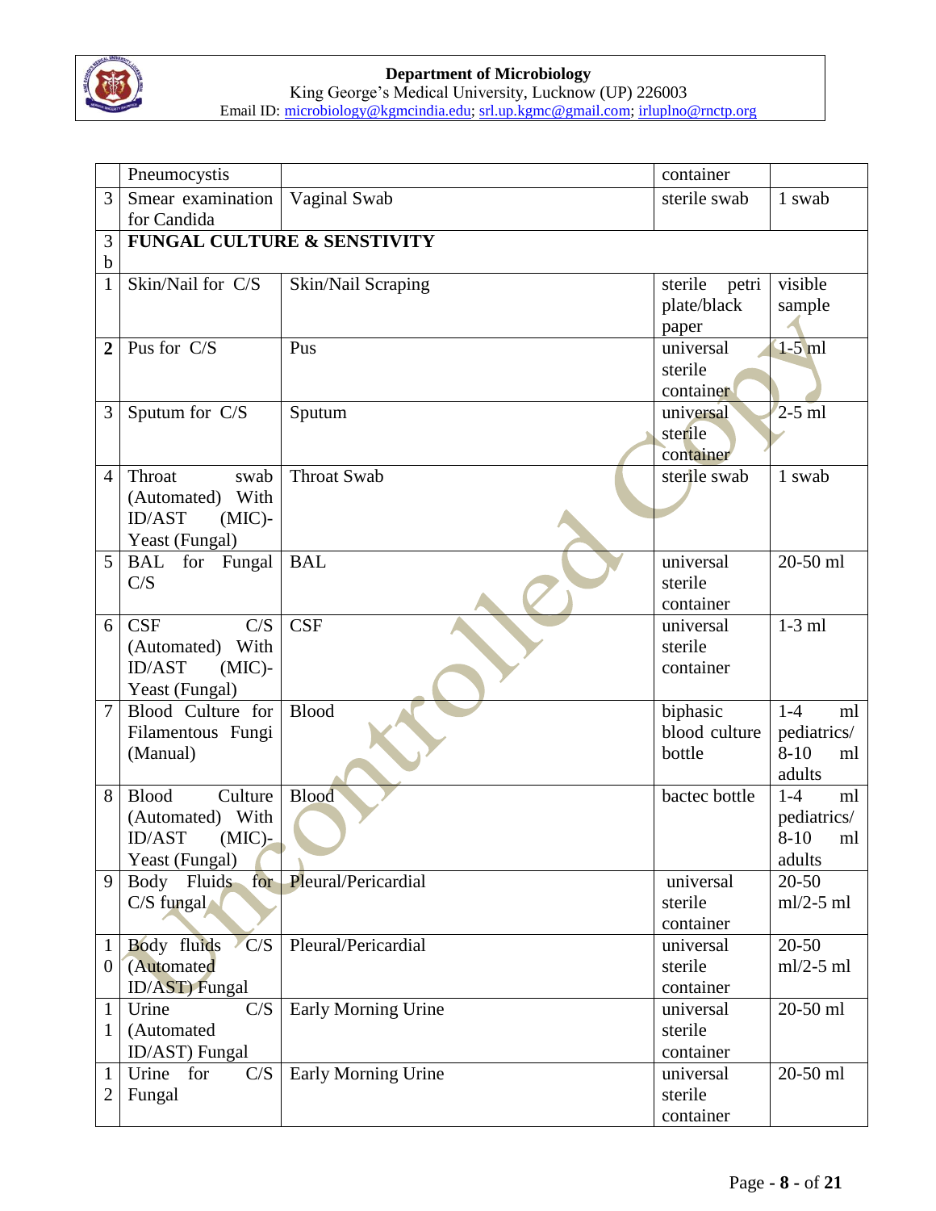| | | | | |
|---|---|---|---|---|
| | Pneumocystis | | container | |
| 3 | Smear examination for Candida | Vaginal Swab | sterile swab | 1 swab |
| 3b | **FUNGAL CULTURE & SENSTIVITY** | | | |
| 1 | Skin/Nail for C/S | Skin/Nail Scraping | sterile petri plate/black paper | visible sample |
| **2** | Pus for C/S | Pus | universal sterile container | 1-5 ml |
| 3 | Sputum for C/S | Sputum | universal sterile container | 2-5 ml |
| 4 | Throat swab (Automated) With ID/AST (MIC)-Yeast (Fungal) | Throat Swab | sterile swab | 1 swab |
| 5 | BAL for Fungal C/S | BAL | universal sterile container | 20-50 ml |
| 6 | CSF C/S (Automated) With ID/AST (MIC)-Yeast (Fungal) | CSF | universal sterile container | 1-3 ml |
| 7 | Blood Culture for Filamentous Fungi (Manual) | Blood | biphasic blood culture bottle | 1-4 ml pediatrics/ 8-10 ml adults |
| 8 | Blood Culture (Automated) With ID/AST (MIC)-Yeast (Fungal) | Blood | bactec bottle | 1-4 ml pediatrics/ 8-10 ml adults |
| 9 | Body Fluids for C/S fungal | Pleural/Pericardial | universal sterile container | 20-50 ml/2-5 ml |
| 10 | Body fluids C/S (Automated ID/AST) Fungal | Pleural/Pericardial | universal sterile container | 20-50 ml/2-5 ml |
| 11 | Urine C/S (Automated ID/AST) Fungal | Early Morning Urine | universal sterile container | 20-50 ml |
| 12 | Urine for C/S Fungal | Early Morning Urine | universal sterile container | 20-50 ml |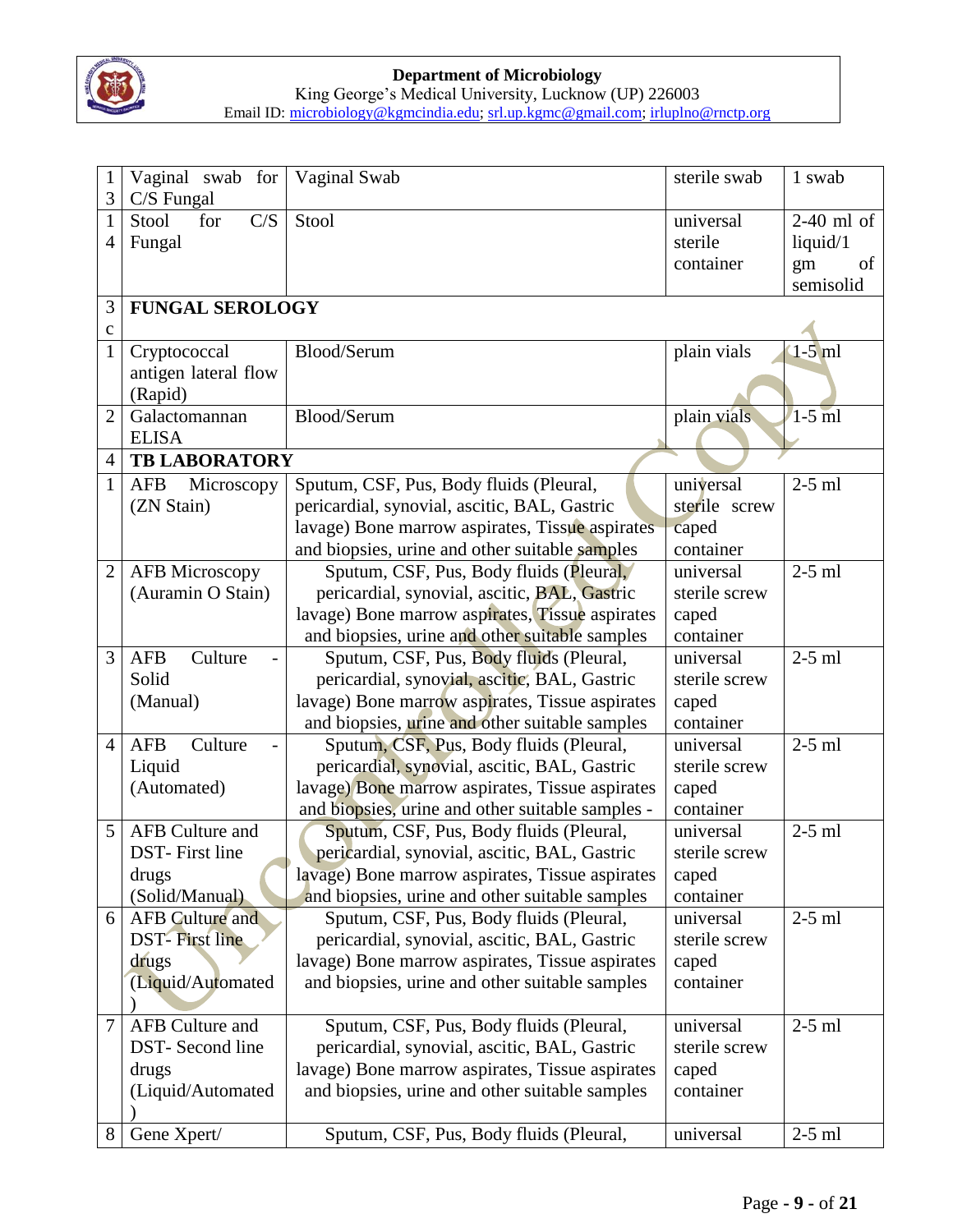| | | | | |
|---|---|---|---|---|
| 13 | Vaginal swab for C/S Fungal | Vaginal Swab | sterile swab | 1 swab |
| 14 | Stool for C/S Fungal | Stool | universal sterile container | 2-40 ml of liquid/1 gm of semisolid |
| 3c | **FUNGAL SEROLOGY** | | | |
| 1 | Cryptococcal antigen lateral flow (Rapid) | Blood/Serum | plain vials | 1-5 ml |
| 2 | Galactomannan ELISA | Blood/Serum | plain vials | 1-5 ml |
| 4 | **TB LABORATORY** | | | |
| 1 | AFB Microscopy (ZN Stain) | Sputum, CSF, Pus, Body fluids (Pleural, pericardial, synovial, ascitic, BAL, Gastric lavage) Bone marrow aspirates, Tissue aspirates and biopsies, urine and other suitable samples | universal sterile screw caped container | 2-5 ml |
| 2 | AFB Microscopy (Auramin O Stain) | Sputum, CSF, Pus, Body fluids (Pleural, pericardial, synovial, ascitic, BAL, Gastric lavage) Bone marrow aspirates, Tissue aspirates and biopsies, urine and other suitable samples | universal sterile screw caped container | 2-5 ml |
| 3 | AFB Culture - Solid (Manual) | Sputum, CSF, Pus, Body fluids (Pleural, pericardial, synovial, ascitic, BAL, Gastric lavage) Bone marrow aspirates, Tissue aspirates and biopsies, urine and other suitable samples | universal sterile screw caped container | 2-5 ml |
| 4 | AFB Culture - Liquid (Automated) | Sputum, CSF, Pus, Body fluids (Pleural, pericardial, synovial, ascitic, BAL, Gastric lavage) Bone marrow aspirates, Tissue aspirates and biopsies, urine and other suitable samples - | universal sterile screw caped container | 2-5 ml |
| 5 | AFB Culture and DST- First line drugs (Solid/Manual) | Sputum, CSF, Pus, Body fluids (Pleural, pericardial, synovial, ascitic, BAL, Gastric lavage) Bone marrow aspirates, Tissue aspirates and biopsies, urine and other suitable samples | universal sterile screw caped container | 2-5 ml |
| 6 | AFB Culture and DST- First line drugs (Liquid/Automated) | Sputum, CSF, Pus, Body fluids (Pleural, pericardial, synovial, ascitic, BAL, Gastric lavage) Bone marrow aspirates, Tissue aspirates and biopsies, urine and other suitable samples | universal sterile screw caped container | 2-5 ml |
| 7 | AFB Culture and DST- Second line drugs (Liquid/Automated) | Sputum, CSF, Pus, Body fluids (Pleural, pericardial, synovial, ascitic, BAL, Gastric lavage) Bone marrow aspirates, Tissue aspirates and biopsies, urine and other suitable samples | universal sterile screw caped container | 2-5 ml |
| 8 | Gene Xpert/ | Sputum, CSF, Pus, Body fluids (Pleural, | universal | 2-5 ml |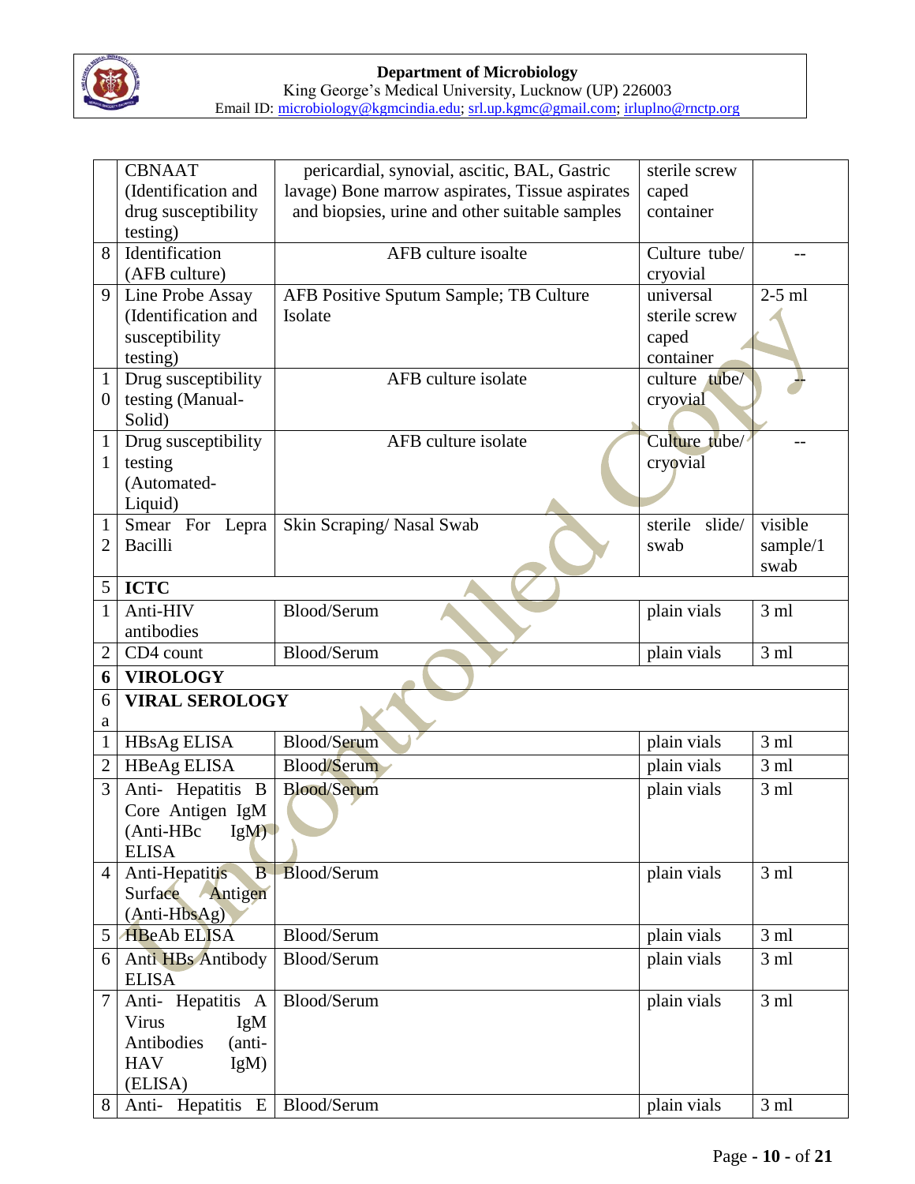| | | | | |
|---|---|---|---|---|
| | CBNAAT (Identification and drug susceptibility testing) | pericardial, synovial, ascitic, BAL, Gastric lavage) Bone marrow aspirates, Tissue aspirates and biopsies, urine and other suitable samples | sterile screw caped container | |
| 8 | Identification (AFB culture) | AFB culture isoalte | Culture tube/ cryovial | -- |
| 9 | Line Probe Assay (Identification and susceptibility testing) | AFB Positive Sputum Sample; TB Culture Isolate | universal sterile screw caped container | 2-5 ml |
| 10 | Drug susceptibility testing (Manual-Solid) | AFB culture isolate | culture tube/ cryovial | -- |
| 11 | Drug susceptibility testing (Automated-Liquid) | AFB culture isolate | Culture tube/ cryovial | -- |
| 12 | Smear For Lepra Bacilli | Skin Scraping/ Nasal Swab | sterile slide/ swab | visible sample/1 swab |
| 5 | **ICTC** | | | |
| 1 | Anti-HIV antibodies | Blood/Serum | plain vials | 3 ml |
| 2 | CD4 count | Blood/Serum | plain vials | 3 ml |
| **6** | **VIROLOGY** | | | |
| 6a | **VIRAL SEROLOGY** | | | |
| 1 | HBsAg ELISA | Blood/Serum | plain vials | 3 ml |
| 2 | HBeAg ELISA | Blood/Serum | plain vials | 3 ml |
| 3 | Anti- Hepatitis B Core Antigen IgM (Anti-HBc IgM) ELISA | Blood/Serum | plain vials | 3 ml |
| 4 | Anti-Hepatitis B Surface Antigen (Anti-HbsAg) | Blood/Serum | plain vials | 3 ml |
| 5 | HBeAb ELISA | Blood/Serum | plain vials | 3 ml |
| 6 | Anti HBs Antibody ELISA | Blood/Serum | plain vials | 3 ml |
| 7 | Anti- Hepatitis A Virus IgM Antibodies (anti-HAV IgM) (ELISA) | Blood/Serum | plain vials | 3 ml |
| 8 | Anti- Hepatitis E | Blood/Serum | plain vials | 3 ml |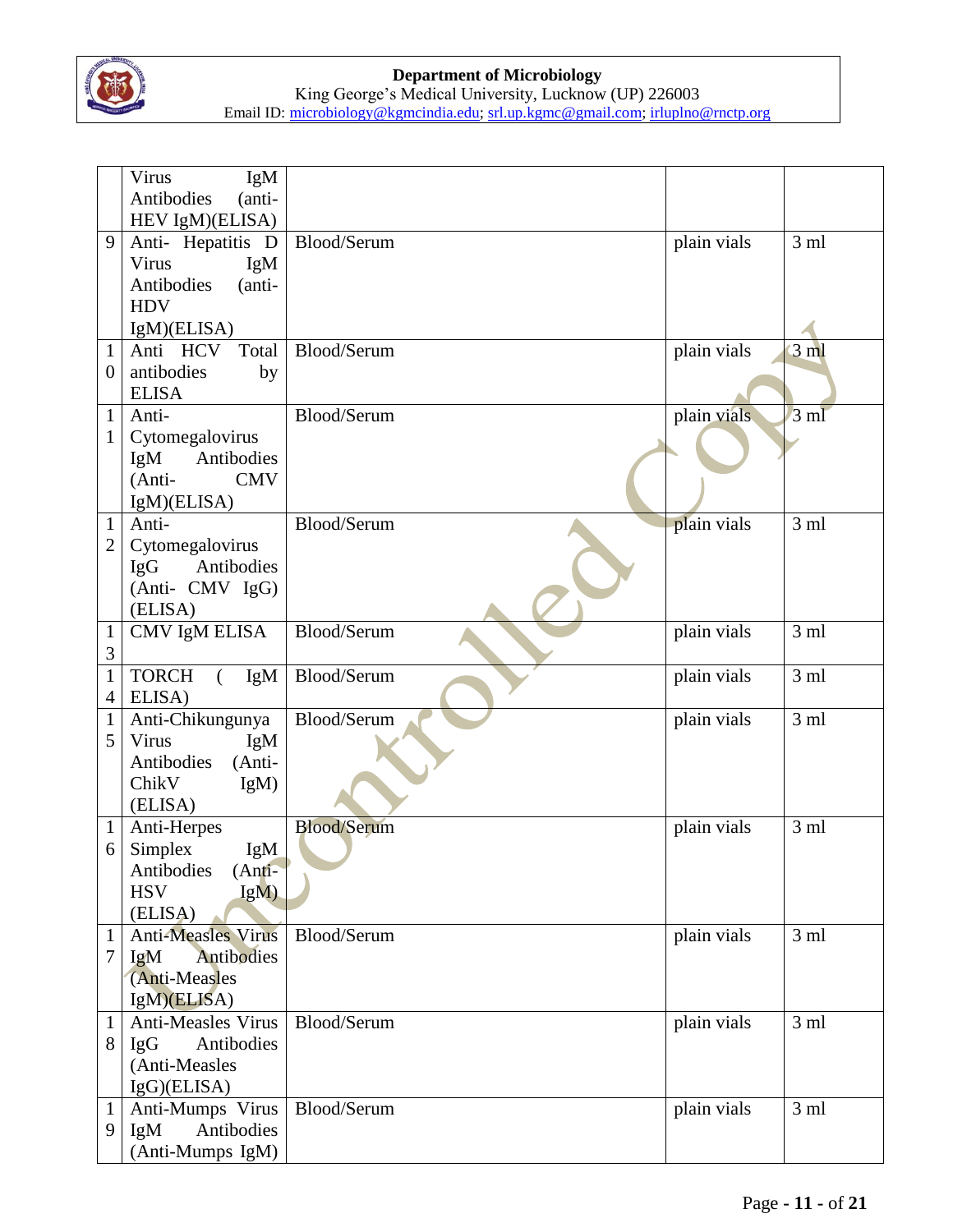| | | | | |
|---|---|---|---|---|
| | Virus IgM Antibodies (anti-HEV IgM)(ELISA) | | | |
| 9 | Anti- Hepatitis D Virus IgM Antibodies (anti-HDV IgM)(ELISA) | Blood/Serum | plain vials | 3 ml |
| 10 | Anti HCV Total antibodies by ELISA | Blood/Serum | plain vials | 3 ml |
| 11 | Anti-Cytomegalovirus IgM Antibodies (Anti- CMV IgM)(ELISA) | Blood/Serum | plain vials | 3 ml |
| 12 | Anti-Cytomegalovirus IgG Antibodies (Anti- CMV IgG) (ELISA) | Blood/Serum | plain vials | 3 ml |
| 13 | CMV IgM ELISA | Blood/Serum | plain vials | 3 ml |
| 14 | TORCH ( IgM ELISA) | Blood/Serum | plain vials | 3 ml |
| 15 | Anti-Chikungunya Virus IgM Antibodies (Anti-ChikV IgM) (ELISA) | Blood/Serum | plain vials | 3 ml |
| 16 | Anti-Herpes Simplex IgM Antibodies (Anti-HSV IgM) (ELISA) | Blood/Serum | plain vials | 3 ml |
| 17 | Anti-Measles Virus IgM Antibodies (Anti-Measles IgM)(ELISA) | Blood/Serum | plain vials | 3 ml |
| 18 | Anti-Measles Virus IgG Antibodies (Anti-Measles IgG)(ELISA) | Blood/Serum | plain vials | 3 ml |
| 19 | Anti-Mumps Virus IgM Antibodies (Anti-Mumps IgM) | Blood/Serum | plain vials | 3 ml |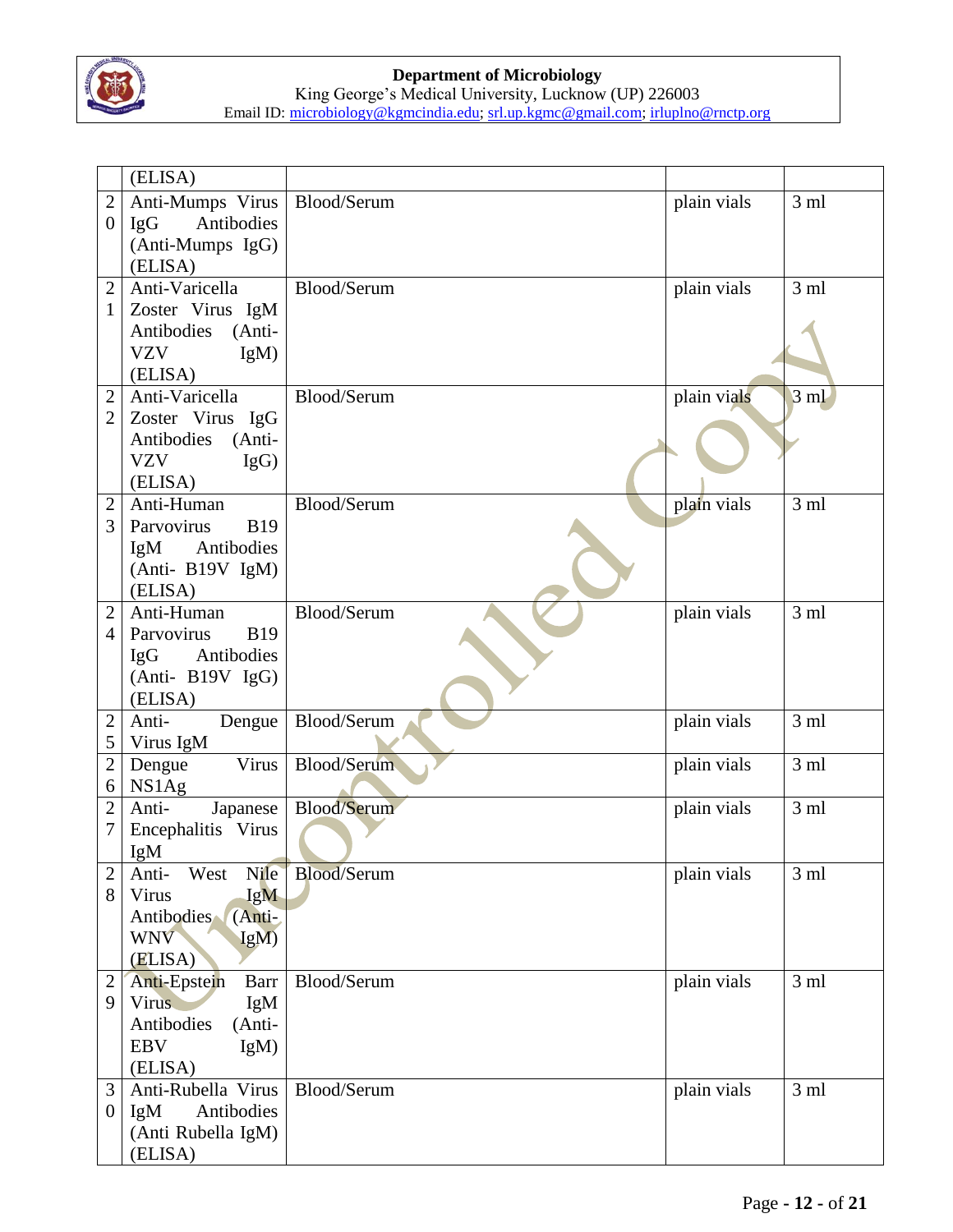| | (ELISA) | | | |
|---|---|---|---|---|
| 20 | Anti-Mumps Virus IgG Antibodies (Anti-Mumps IgG) (ELISA) | Blood/Serum | plain vials | 3 ml |
| 21 | Anti-Varicella Zoster Virus IgM Antibodies (Anti-VZV IgM) (ELISA) | Blood/Serum | plain vials | 3 ml |
| 22 | Anti-Varicella Zoster Virus IgG Antibodies (Anti-VZV IgG) (ELISA) | Blood/Serum | plain vials | 3 ml |
| 23 | Anti-Human Parvovirus B19 IgM Antibodies (Anti- B19V IgM) (ELISA) | Blood/Serum | plain vials | 3 ml |
| 24 | Anti-Human Parvovirus B19 IgG Antibodies (Anti- B19V IgG) (ELISA) | Blood/Serum | plain vials | 3 ml |
| 25 | Anti- Dengue Virus IgM | Blood/Serum | plain vials | 3 ml |
| 26 | Dengue Virus NS1Ag | Blood/Serum | plain vials | 3 ml |
| 27 | Anti- Japanese Encephalitis Virus IgM | Blood/Serum | plain vials | 3 ml |
| 28 | Anti- West Nile Virus IgM Antibodies (Anti-WNV IgM) (ELISA) | Blood/Serum | plain vials | 3 ml |
| 29 | Anti-Epstein Barr Virus IgM Antibodies (Anti-EBV IgM) (ELISA) | Blood/Serum | plain vials | 3 ml |
| 30 | Anti-Rubella Virus IgM Antibodies (Anti Rubella IgM) (ELISA) | Blood/Serum | plain vials | 3 ml |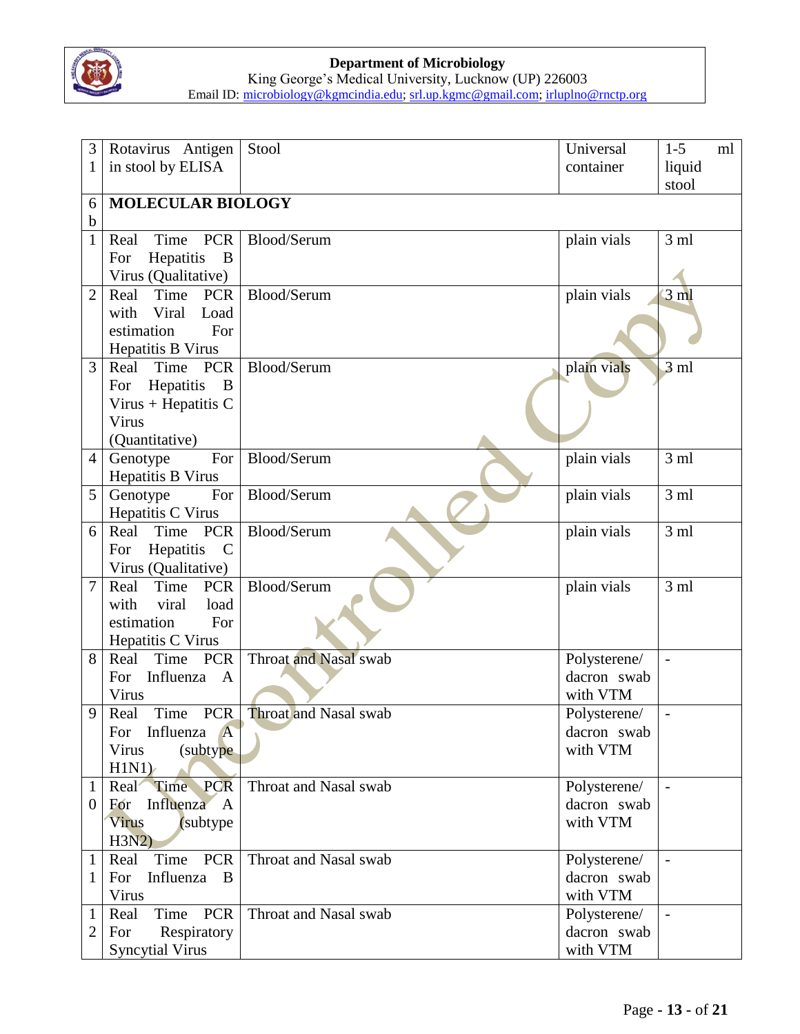| 31 | Rotavirus Antigen in stool by ELISA | Stool | Universal container | 1-5 ml liquid stool |
|---|---|---|---|---|
| 6b | **MOLECULAR BIOLOGY** | | | |
| 1 | Real Time PCR For Hepatitis B Virus (Qualitative) | Blood/Serum | plain vials | 3 ml |
| 2 | Real Time PCR with Viral Load estimation For Hepatitis B Virus | Blood/Serum | plain vials | 3 ml |
| 3 | Real Time PCR For Hepatitis B Virus + Hepatitis C Virus (Quantitative) | Blood/Serum | plain vials | 3 ml |
| 4 | Genotype For Hepatitis B Virus | Blood/Serum | plain vials | 3 ml |
| 5 | Genotype For Hepatitis C Virus | Blood/Serum | plain vials | 3 ml |
| 6 | Real Time PCR For Hepatitis C Virus (Qualitative) | Blood/Serum | plain vials | 3 ml |
| 7 | Real Time PCR with viral load estimation For Hepatitis C Virus | Blood/Serum | plain vials | 3 ml |
| 8 | Real Time PCR For Influenza A Virus | Throat and Nasal swab | Polysterene/ dacron swab with VTM | - |
| 9 | Real Time PCR For Influenza A Virus (subtype H1N1) | Throat and Nasal swab | Polysterene/ dacron swab with VTM | - |
| 10 | Real Time PCR For Influenza A Virus (subtype H3N2) | Throat and Nasal swab | Polysterene/ dacron swab with VTM | - |
| 11 | Real Time PCR For Influenza B Virus | Throat and Nasal swab | Polysterene/ dacron swab with VTM | - |
| 12 | Real Time PCR For Respiratory Syncytial Virus | Throat and Nasal swab | Polysterene/ dacron swab with VTM | - |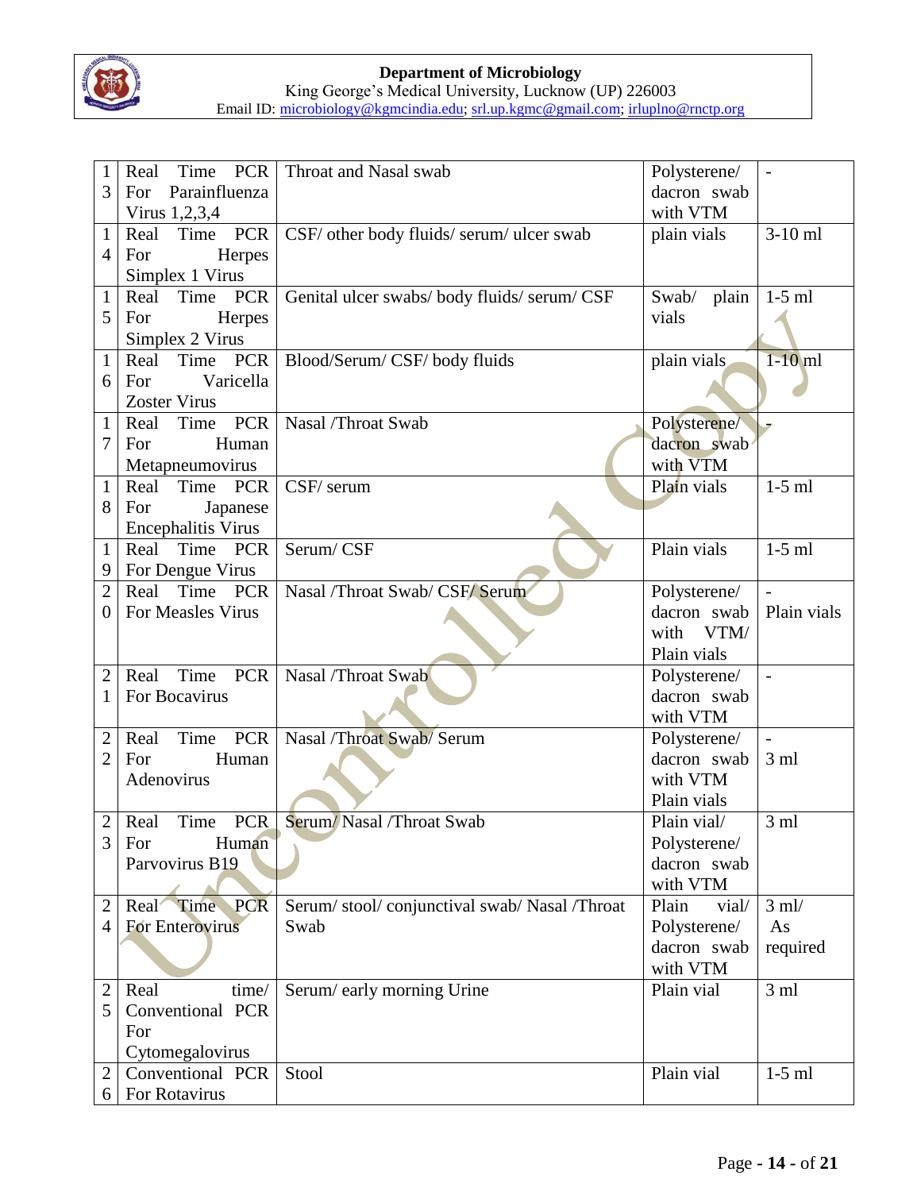| 13 | Real Time PCR For Parainfluenza Virus 1,2,3,4 | Throat and Nasal swab | Polysterene/ dacron swab with VTM | - |
|---|---|---|---|---|
| 14 | Real Time PCR For Herpes Simplex 1 Virus | CSF/ other body fluids/ serum/ ulcer swab | plain vials | 3-10 ml |
| 15 | Real Time PCR For Herpes Simplex 2 Virus | Genital ulcer swabs/ body fluids/ serum/ CSF | Swab/ plain vials | 1-5 ml |
| 16 | Real Time PCR For Varicella Zoster Virus | Blood/Serum/ CSF/ body fluids | plain vials | 1-10 ml |
| 17 | Real Time PCR For Human Metapneumovirus | Nasal /Throat Swab | Polysterene/ dacron swab with VTM | - |
| 18 | Real Time PCR For Japanese Encephalitis Virus | CSF/ serum | Plain vials | 1-5 ml |
| 19 | Real Time PCR For Dengue Virus | Serum/ CSF | Plain vials | 1-5 ml |
| 20 | Real Time PCR For Measles Virus | Nasal /Throat Swab/ CSF/ Serum | Polysterene/ dacron swab with VTM/ Plain vials | - Plain vials |
| 21 | Real Time PCR For Bocavirus | Nasal /Throat Swab | Polysterene/ dacron swab with VTM | - |
| 22 | Real Time PCR For Human Adenovirus | Nasal /Throat Swab/ Serum | Polysterene/ dacron swab with VTM Plain vials | - 3 ml |
| 23 | Real Time PCR For Human Parvovirus B19 | Serum/ Nasal /Throat Swab | Plain vial/ Polysterene/ dacron swab with VTM | 3 ml |
| 24 | Real Time PCR For Enterovirus | Serum/ stool/ conjunctival swab/ Nasal /Throat Swab | Plain vial/ Polysterene/ dacron swab with VTM | 3 ml/ As required |
| 25 | Real time/ Conventional PCR For Cytomegalovirus | Serum/ early morning Urine | Plain vial | 3 ml |
| 26 | Conventional PCR For Rotavirus | Stool | Plain vial | 1-5 ml |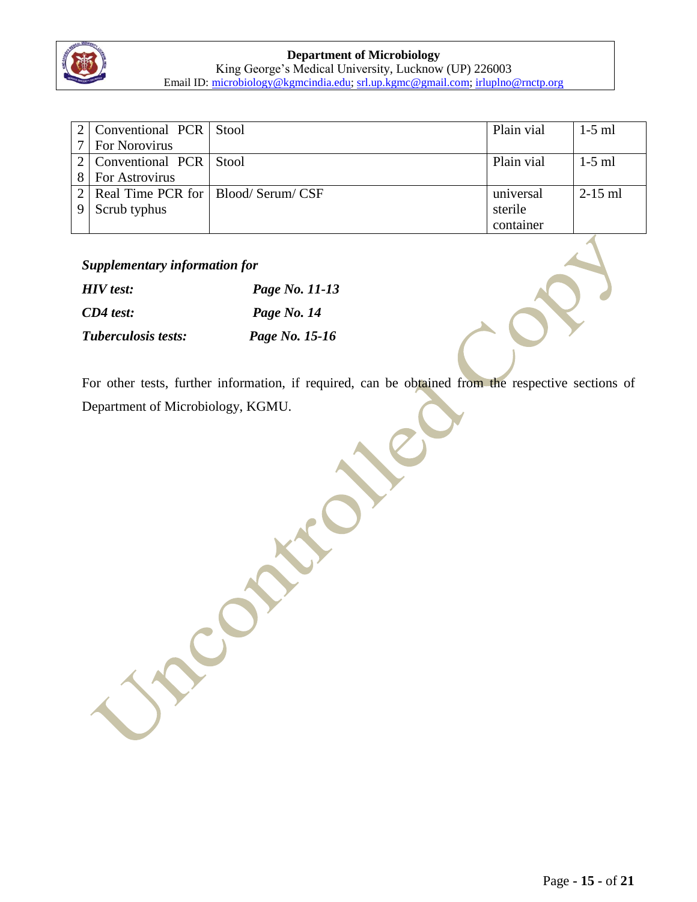| 27 | Conventional PCR For Norovirus | Stool | Plain vial | 1-5 ml |
|---|---|---|---|---|
| 28 | Conventional PCR For Astrovirus | Stool | Plain vial | 1-5 ml |
| 29 | Real Time PCR for Scrub typhus | Blood/ Serum/ CSF | universal sterile container | 2-15 ml |

***Supplementary information for***

***HIV test:*** ***Page No. 11-13***

***CD4 test:*** ***Page No. 14***

***Tuberculosis tests:*** ***Page No. 15-16***

For other tests, further information, if required, can be obtained from the respective sections of Department of Microbiology, KGMU.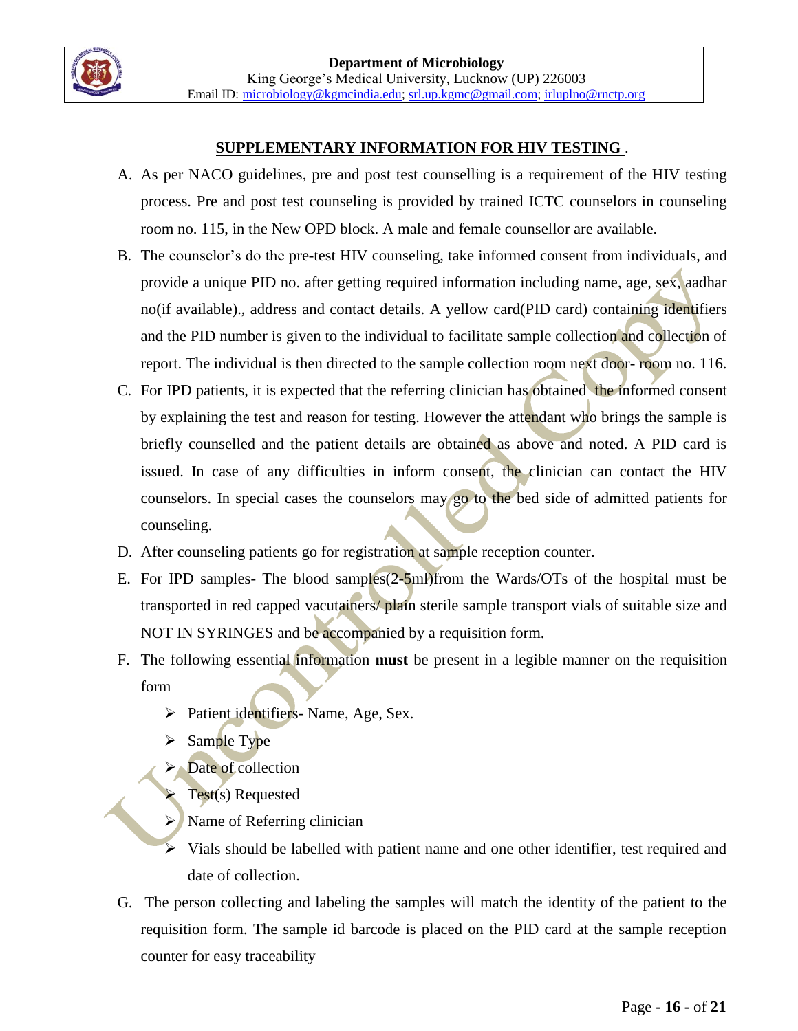## SUPPLEMENTARY INFORMATION FOR HIV TESTING .

A. As per NACO guidelines, pre and post test counselling is a requirement of the HIV testing process. Pre and post test counseling is provided by trained ICTC counselors in counseling room no. 115, in the New OPD block. A male and female counsellor are available.

B. The counselor's do the pre-test HIV counseling, take informed consent from individuals, and provide a unique PID no. after getting required information including name, age, sex, aadhar no(if available)., address and contact details. A yellow card(PID card) containing identifiers and the PID number is given to the individual to facilitate sample collection and collection of report. The individual is then directed to the sample collection room next door- room no. 116.

C. For IPD patients, it is expected that the referring clinician has obtained the informed consent by explaining the test and reason for testing. However the attendant who brings the sample is briefly counselled and the patient details are obtained as above and noted. A PID card is issued. In case of any difficulties in inform consent, the clinician can contact the HIV counselors. In special cases the counselors may go to the bed side of admitted patients for counseling.

D. After counseling patients go for registration at sample reception counter.

E. For IPD samples- The blood samples(2-5ml)from the Wards/OTs of the hospital must be transported in red capped vacutainers/ plain sterile sample transport vials of suitable size and NOT IN SYRINGES and be accompanied by a requisition form.

F. The following essential information **must** be present in a legible manner on the requisition form

   - Patient identifiers- Name, Age, Sex.
   - Sample Type
   - Date of collection
   - Test(s) Requested
   - Name of Referring clinician
   - Vials should be labelled with patient name and one other identifier, test required and date of collection.

G. The person collecting and labeling the samples will match the identity of the patient to the requisition form. The sample id barcode is placed on the PID card at the sample reception counter for easy traceability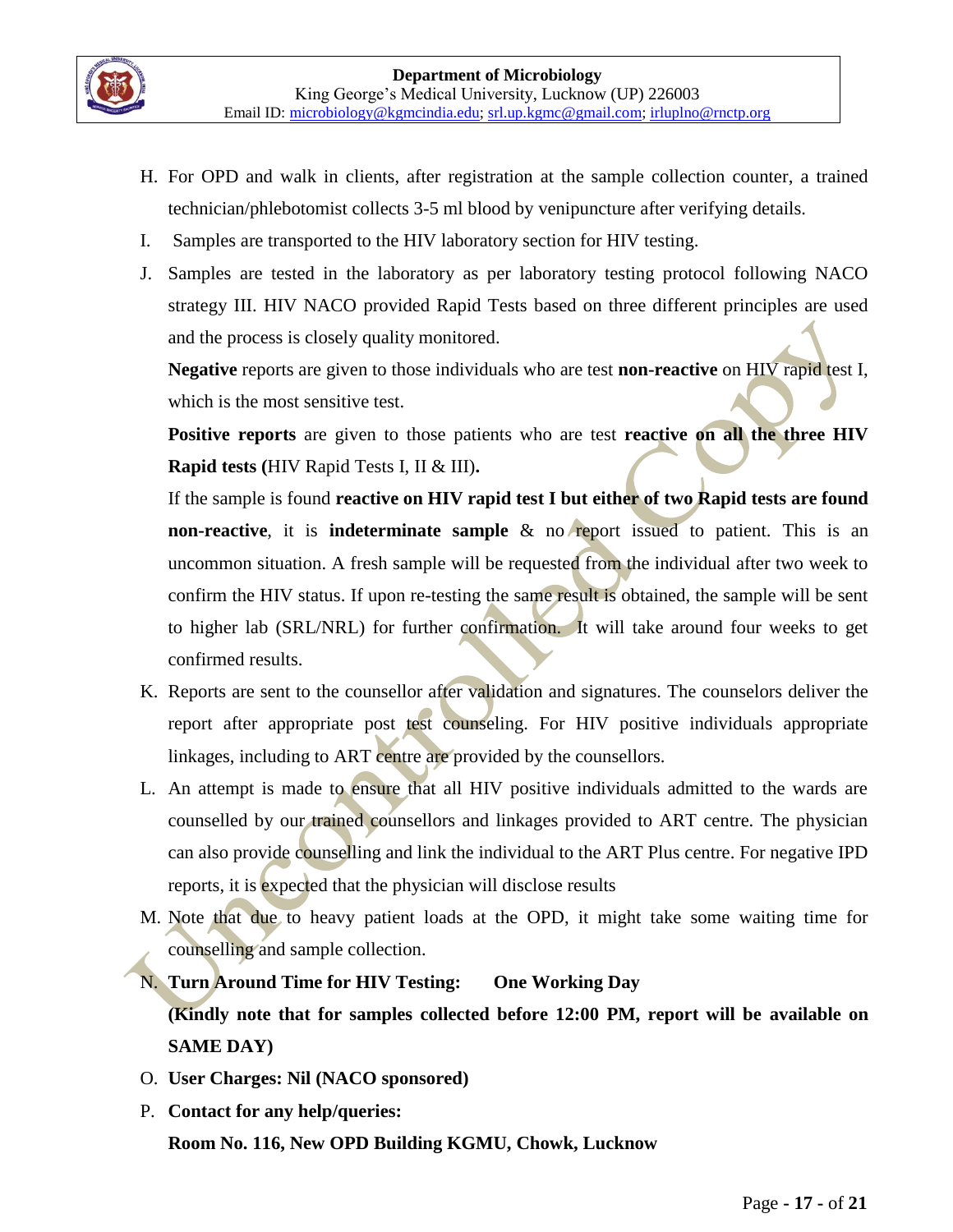H. For OPD and walk in clients, after registration at the sample collection counter, a trained technician/phlebotomist collects 3-5 ml blood by venipuncture after verifying details.

I. Samples are transported to the HIV laboratory section for HIV testing.

J. Samples are tested in the laboratory as per laboratory testing protocol following NACO strategy III. HIV NACO provided Rapid Tests based on three different principles are used and the process is closely quality monitored.

   **Negative** reports are given to those individuals who are test **non-reactive** on HIV rapid test I, which is the most sensitive test.

   **Positive reports** are given to those patients who are test **reactive on all the three HIV Rapid tests (**HIV Rapid Tests I, II & III**).**

   If the sample is found **reactive on HIV rapid test I but either of two Rapid tests are found non-reactive**, it is **indeterminate sample** & no report issued to patient. This is an uncommon situation. A fresh sample will be requested from the individual after two week to confirm the HIV status. If upon re-testing the same result is obtained, the sample will be sent to higher lab (SRL/NRL) for further confirmation. It will take around four weeks to get confirmed results.

K. Reports are sent to the counsellor after validation and signatures. The counselors deliver the report after appropriate post test counseling. For HIV positive individuals appropriate linkages, including to ART centre are provided by the counsellors.

L. An attempt is made to ensure that all HIV positive individuals admitted to the wards are counselled by our trained counsellors and linkages provided to ART centre. The physician can also provide counselling and link the individual to the ART Plus centre. For negative IPD reports, it is expected that the physician will disclose results

M. Note that due to heavy patient loads at the OPD, it might take some waiting time for counselling and sample collection.

N. **Turn Around Time for HIV Testing: One Working Day**

   **(Kindly note that for samples collected before 12:00 PM, report will be available on SAME DAY)**

O. **User Charges: Nil (NACO sponsored)**

P. **Contact for any help/queries:**

   **Room No. 116, New OPD Building KGMU, Chowk, Lucknow**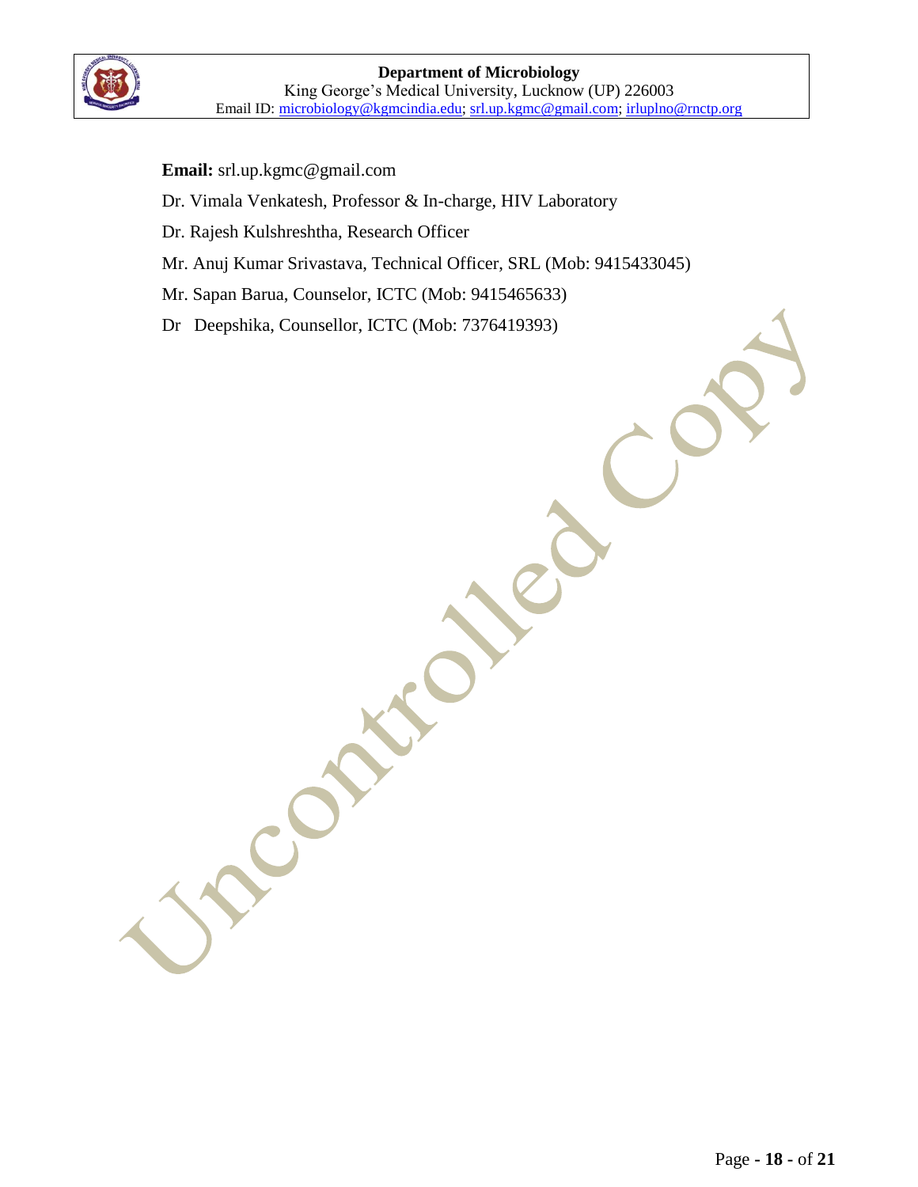**Email:** srl.up.kgmc@gmail.com

Dr. Vimala Venkatesh, Professor & In-charge, HIV Laboratory

Dr. Rajesh Kulshreshtha, Research Officer

Mr. Anuj Kumar Srivastava, Technical Officer, SRL (Mob: 9415433045)

Mr. Sapan Barua, Counselor, ICTC (Mob: 9415465633)

Dr Deepshika, Counsellor, ICTC (Mob: 7376419393)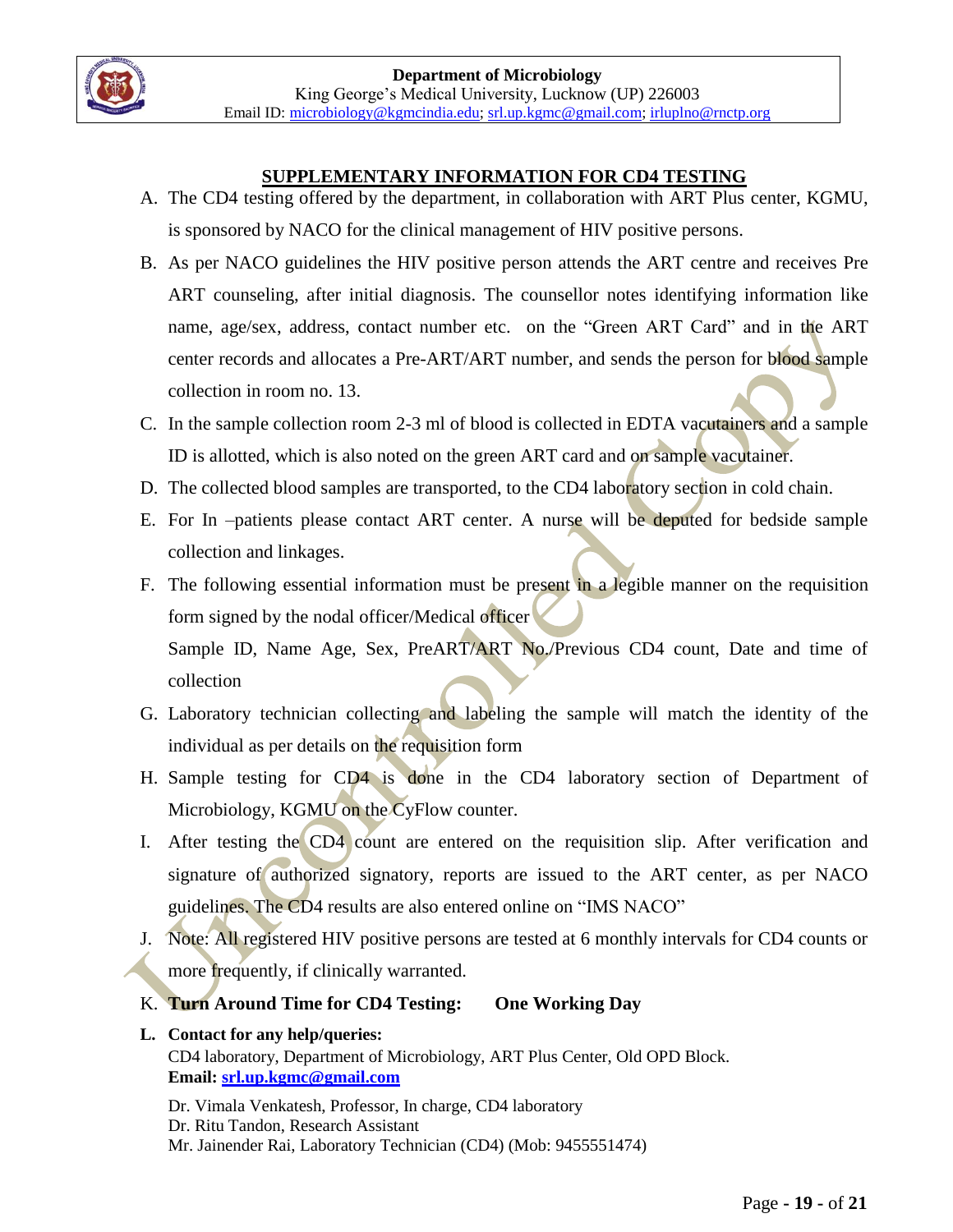## SUPPLEMENTARY INFORMATION FOR CD4 TESTING

A. The CD4 testing offered by the department, in collaboration with ART Plus center, KGMU, is sponsored by NACO for the clinical management of HIV positive persons.

B. As per NACO guidelines the HIV positive person attends the ART centre and receives Pre ART counseling, after initial diagnosis. The counsellor notes identifying information like name, age/sex, address, contact number etc. on the "Green ART Card" and in the ART center records and allocates a Pre-ART/ART number, and sends the person for blood sample collection in room no. 13.

C. In the sample collection room 2-3 ml of blood is collected in EDTA vacutainers and a sample ID is allotted, which is also noted on the green ART card and on sample vacutainer.

D. The collected blood samples are transported, to the CD4 laboratory section in cold chain.

E. For In –patients please contact ART center. A nurse will be deputed for bedside sample collection and linkages.

F. The following essential information must be present in a legible manner on the requisition form signed by the nodal officer/Medical officer
Sample ID, Name Age, Sex, PreART/ART No./Previous CD4 count, Date and time of collection

G. Laboratory technician collecting and labeling the sample will match the identity of the individual as per details on the requisition form

H. Sample testing for CD4 is done in the CD4 laboratory section of Department of Microbiology, KGMU on the CyFlow counter.

I. After testing the CD4 count are entered on the requisition slip. After verification and signature of authorized signatory, reports are issued to the ART center, as per NACO guidelines. The CD4 results are also entered online on "IMS NACO"

J. Note: All registered HIV positive persons are tested at 6 monthly intervals for CD4 counts or more frequently, if clinically warranted.

K. **Turn Around Time for CD4 Testing: One Working Day**

**L. Contact for any help/queries:**
CD4 laboratory, Department of Microbiology, ART Plus Center, Old OPD Block.
**Email: srl.up.kgmc@gmail.com**

Dr. Vimala Venkatesh, Professor, In charge, CD4 laboratory
Dr. Ritu Tandon, Research Assistant
Mr. Jainender Rai, Laboratory Technician (CD4) (Mob: 9455551474)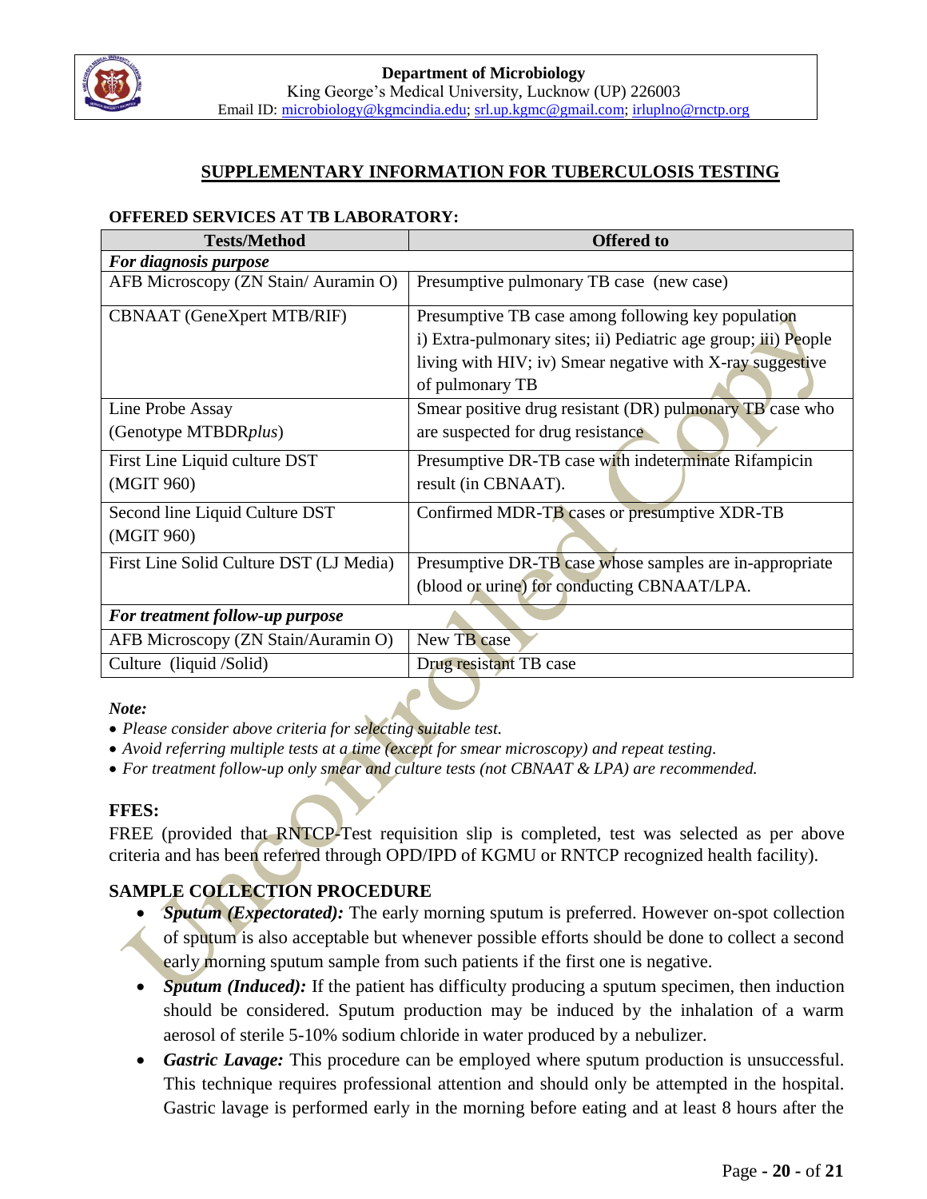## SUPPLEMENTARY INFORMATION FOR TUBERCULOSIS TESTING

**OFFERED SERVICES AT TB LABORATORY:**

| Tests/Method | Offered to |
|---|---|
| ***For diagnosis purpose*** | |
| AFB Microscopy (ZN Stain/ Auramin O) | Presumptive pulmonary TB case (new case) |
| CBNAAT (GeneXpert MTB/RIF) | Presumptive TB case among following key population i) Extra-pulmonary sites; ii) Pediatric age group; iii) People living with HIV; iv) Smear negative with X-ray suggestive of pulmonary TB |
| Line Probe Assay (Genotype MTBDR*plus*) | Smear positive drug resistant (DR) pulmonary TB case who are suspected for drug resistance |
| First Line Liquid culture DST (MGIT 960) | Presumptive DR-TB case with indeterminate Rifampicin result (in CBNAAT). |
| Second line Liquid Culture DST (MGIT 960) | Confirmed MDR-TB cases or presumptive XDR-TB |
| First Line Solid Culture DST (LJ Media) | Presumptive DR-TB case whose samples are in-appropriate (blood or urine) for conducting CBNAAT/LPA. |
| ***For treatment follow-up purpose*** | |
| AFB Microscopy (ZN Stain/Auramin O) | New TB case |
| Culture (liquid /Solid) | Drug resistant TB case |

***Note:***

- *Please consider above criteria for selecting suitable test.*
- *Avoid referring multiple tests at a time (except for smear microscopy) and repeat testing.*
- *For treatment follow-up only smear and culture tests (not CBNAAT & LPA) are recommended.*

### FFES:

FREE (provided that RNTCP-Test requisition slip is completed, test was selected as per above criteria and has been referred through OPD/IPD of KGMU or RNTCP recognized health facility).

### SAMPLE COLLECTION PROCEDURE

- ***Sputum (Expectorated):*** The early morning sputum is preferred. However on-spot collection of sputum is also acceptable but whenever possible efforts should be done to collect a second early morning sputum sample from such patients if the first one is negative.
- ***Sputum (Induced):*** If the patient has difficulty producing a sputum specimen, then induction should be considered. Sputum production may be induced by the inhalation of a warm aerosol of sterile 5-10% sodium chloride in water produced by a nebulizer.
- ***Gastric Lavage:*** This procedure can be employed where sputum production is unsuccessful. This technique requires professional attention and should only be attempted in the hospital. Gastric lavage is performed early in the morning before eating and at least 8 hours after the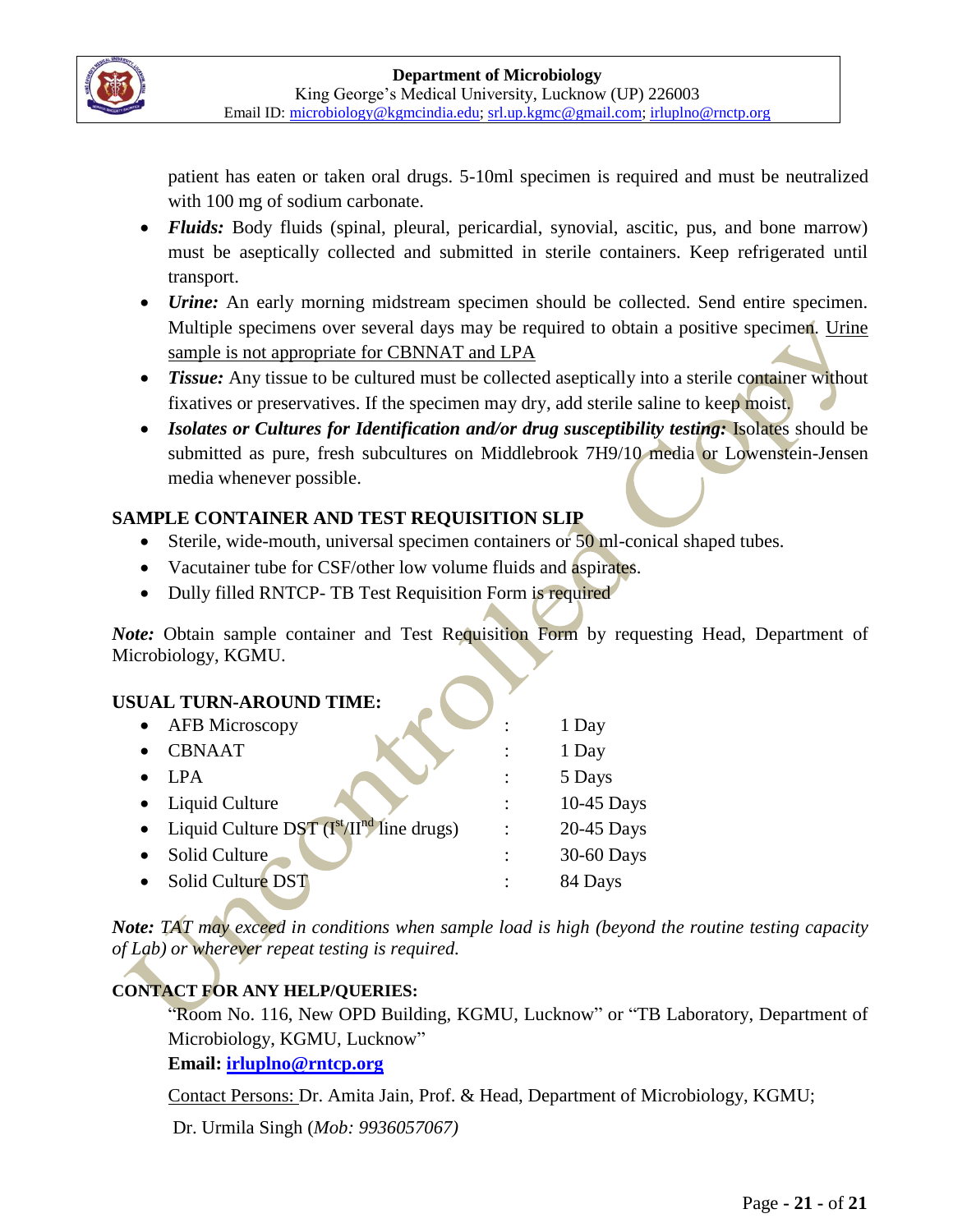patient has eaten or taken oral drugs. 5-10ml specimen is required and must be neutralized with 100 mg of sodium carbonate.

- ***Fluids:*** Body fluids (spinal, pleural, pericardial, synovial, ascitic, pus, and bone marrow) must be aseptically collected and submitted in sterile containers. Keep refrigerated until transport.
- ***Urine:*** An early morning midstream specimen should be collected. Send entire specimen. Multiple specimens over several days may be required to obtain a positive specimen. Urine sample is not appropriate for CBNNAT and LPA
- ***Tissue:*** Any tissue to be cultured must be collected aseptically into a sterile container without fixatives or preservatives. If the specimen may dry, add sterile saline to keep moist.
- ***Isolates or Cultures for Identification and/or drug susceptibility testing:*** Isolates should be submitted as pure, fresh subcultures on Middlebrook 7H9/10 media or Lowenstein-Jensen media whenever possible.

**SAMPLE CONTAINER AND TEST REQUISITION SLIP**

- Sterile, wide-mouth, universal specimen containers or 50 ml-conical shaped tubes.
- Vacutainer tube for CSF/other low volume fluids and aspirates.
- Dully filled RNTCP- TB Test Requisition Form is required

***Note:*** Obtain sample container and Test Requisition Form by requesting Head, Department of Microbiology, KGMU.

**USUAL TURN-AROUND TIME:**

| | | |
|---|---|---|
| • AFB Microscopy | : | 1 Day |
| • CBNAAT | : | 1 Day |
| • LPA | : | 5 Days |
| • Liquid Culture | : | 10-45 Days |
| • Liquid Culture DST (I[st]/II[nd] line drugs) | : | 20-45 Days |
| • Solid Culture | : | 30-60 Days |
| • Solid Culture DST | : | 84 Days |

***Note:*** *TAT may exceed in conditions when sample load is high (beyond the routine testing capacity of Lab) or wherever repeat testing is required.*

**CONTACT FOR ANY HELP/QUERIES:**

"Room No. 116, New OPD Building, KGMU, Lucknow" or "TB Laboratory, Department of Microbiology, KGMU, Lucknow"

**Email: irluplno@rntcp.org**

Contact Persons: Dr. Amita Jain, Prof. & Head, Department of Microbiology, KGMU;

Dr. Urmila Singh (*Mob: 9936057067)*